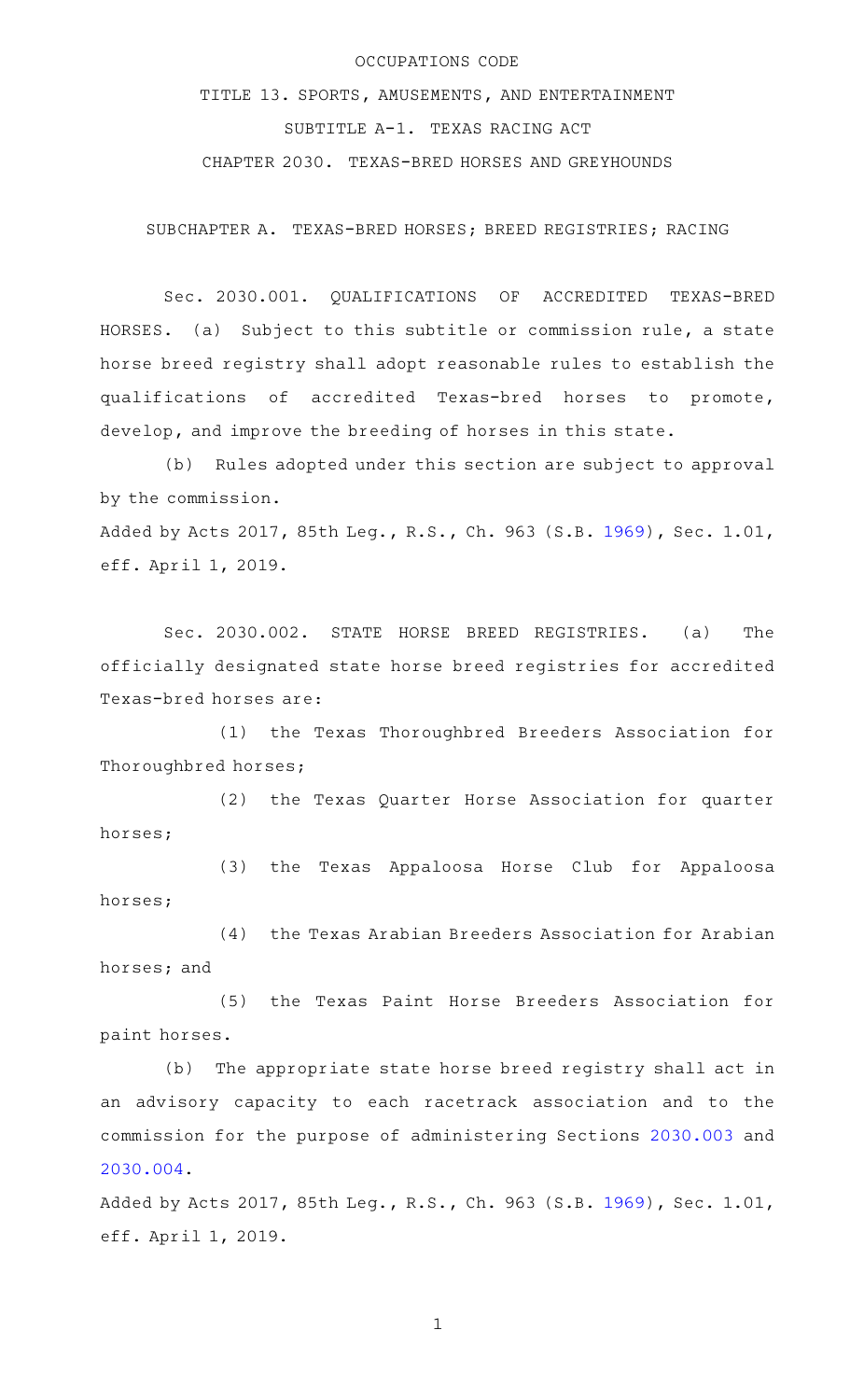OCCUPATIONS CODE

TITLE 13. SPORTS, AMUSEMENTS, AND ENTERTAINMENT

SUBTITLE A-1. TEXAS RACING ACT

CHAPTER 2030. TEXAS-BRED HORSES AND GREYHOUNDS

SUBCHAPTER A. TEXAS-BRED HORSES; BREED REGISTRIES; RACING

Sec. 2030.001. QUALIFICATIONS OF ACCREDITED TEXAS-BRED HORSES. (a) Subject to this subtitle or commission rule, a state horse breed registry shall adopt reasonable rules to establish the qualifications of accredited Texas-bred horses to promote, develop, and improve the breeding of horses in this state.

(b) Rules adopted under this section are subject to approval by the commission.

Added by Acts 2017, 85th Leg., R.S., Ch. 963 (S.B. 1969), Sec. 1.01, eff. April 1, 2019.

Sec. 2030.002. STATE HORSE BREED REGISTRIES. (a) The officially designated state horse breed registries for accredited Texas-bred horses are:

(1) the Texas Thoroughbred Breeders Association for Thoroughbred horses;

(2) the Texas Quarter Horse Association for quarter horses;

(3) the Texas Appaloosa Horse Club for Appaloosa horses;

(4) the Texas Arabian Breeders Association for Arabian horses; and

(5) the Texas Paint Horse Breeders Association for paint horses.

(b) The appropriate state horse breed registry shall act in an advisory capacity to each racetrack association and to the commission for the purpose of administering Sections 2030.003 and 2030.004.

Added by Acts 2017, 85th Leg., R.S., Ch. 963 (S.B. 1969), Sec. 1.01, eff. April 1, 2019.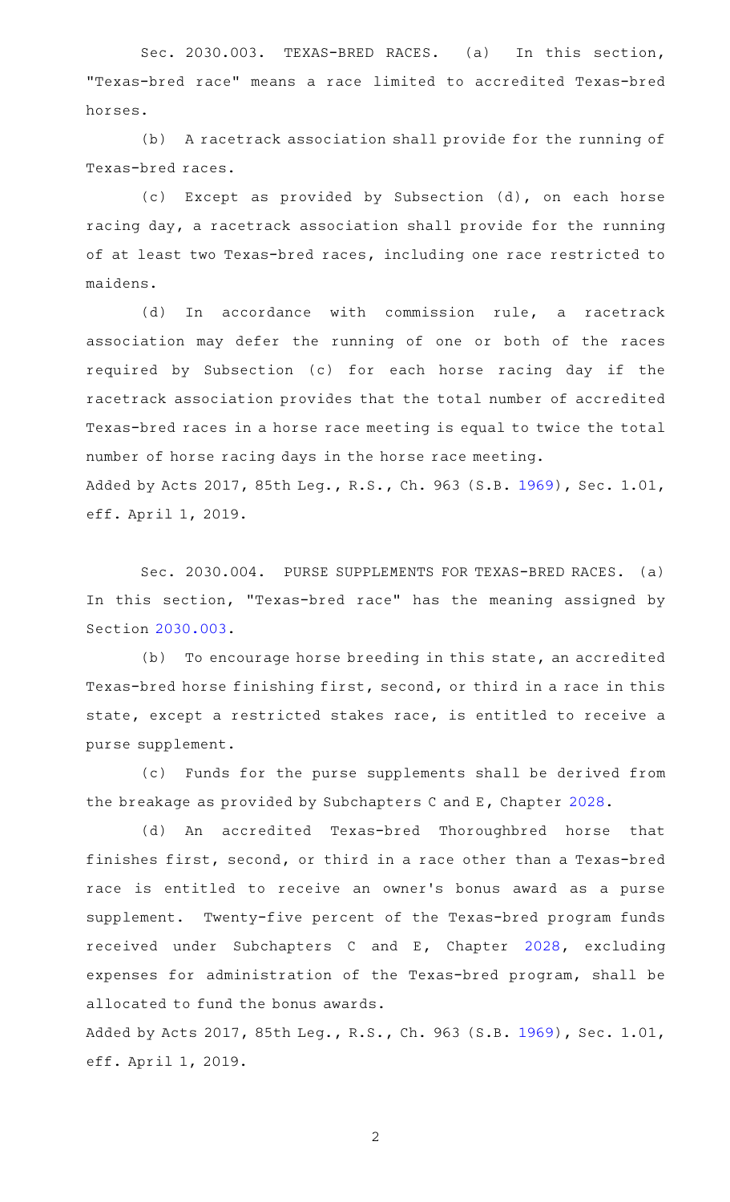Sec. 2030.003. TEXAS-BRED RACES. (a) In this section, "Texas-bred race" means a race limited to accredited Texas-bred horses.

(b) A racetrack association shall provide for the running of Texas-bred races.

(c) Except as provided by Subsection (d), on each horse racing day, a racetrack association shall provide for the running of at least two Texas-bred races, including one race restricted to maidens.

(d) In accordance with commission rule, a racetrack association may defer the running of one or both of the races required by Subsection (c) for each horse racing day if the racetrack association provides that the total number of accredited Texas-bred races in a horse race meeting is equal to twice the total number of horse racing days in the horse race meeting.

Added by Acts 2017, 85th Leg., R.S., Ch. 963 (S.B. 1969), Sec. 1.01, eff. April 1, 2019.

Sec. 2030.004. PURSE SUPPLEMENTS FOR TEXAS-BRED RACES. (a) In this section, "Texas-bred race" has the meaning assigned by Section 2030.003.

(b) To encourage horse breeding in this state, an accredited Texas-bred horse finishing first, second, or third in a race in this state, except a restricted stakes race, is entitled to receive a purse supplement.

(c) Funds for the purse supplements shall be derived from the breakage as provided by Subchapters C and E, Chapter 2028.

(d) An accredited Texas-bred Thoroughbred horse that finishes first, second, or third in a race other than a Texas-bred race is entitled to receive an owner's bonus award as a purse supplement. Twenty-five percent of the Texas-bred program funds received under Subchapters C and E, Chapter 2028, excluding expenses for administration of the Texas-bred program, shall be allocated to fund the bonus awards.

Added by Acts 2017, 85th Leg., R.S., Ch. 963 (S.B. 1969), Sec. 1.01, eff. April 1, 2019.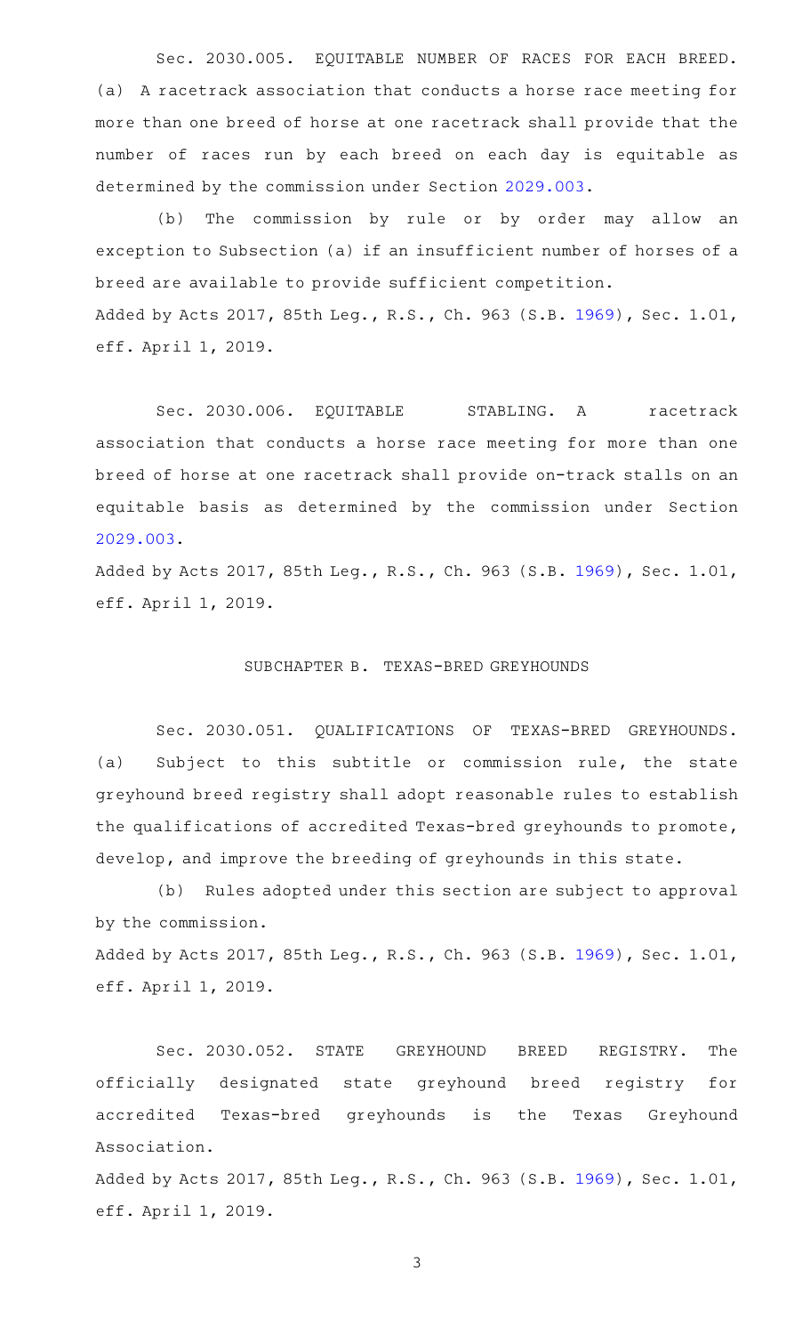Sec. 2030.005. EQUITABLE NUMBER OF RACES FOR EACH BREED. (a) A racetrack association that conducts a horse race meeting for more than one breed of horse at one racetrack shall provide that the number of races run by each breed on each day is equitable as determined by the commission under Section 2029.003.

(b) The commission by rule or by order may allow an exception to Subsection (a) if an insufficient number of horses of a breed are available to provide sufficient competition.

Added by Acts 2017, 85th Leg., R.S., Ch. 963 (S.B. 1969), Sec. 1.01, eff. April 1, 2019.

Sec. 2030.006. EQUITABLE STABLING. A racetrack association that conducts a horse race meeting for more than one breed of horse at one racetrack shall provide on-track stalls on an equitable basis as determined by the commission under Section 2029.003.

Added by Acts 2017, 85th Leg., R.S., Ch. 963 (S.B. 1969), Sec. 1.01, eff. April 1, 2019.

SUBCHAPTER B. TEXAS-BRED GREYHOUNDS

Sec. 2030.051. QUALIFICATIONS OF TEXAS-BRED GREYHOUNDS. (a) Subject to this subtitle or commission rule, the state greyhound breed registry shall adopt reasonable rules to establish the qualifications of accredited Texas-bred greyhounds to promote, develop, and improve the breeding of greyhounds in this state.

(b) Rules adopted under this section are subject to approval by the commission.

Added by Acts 2017, 85th Leg., R.S., Ch. 963 (S.B. 1969), Sec. 1.01, eff. April 1, 2019.

Sec. 2030.052. STATE GREYHOUND BREED REGISTRY. The officially designated state greyhound breed registry for accredited Texas-bred greyhounds is the Texas Greyhound Association.

Added by Acts 2017, 85th Leg., R.S., Ch. 963 (S.B. 1969), Sec. 1.01, eff. April 1, 2019.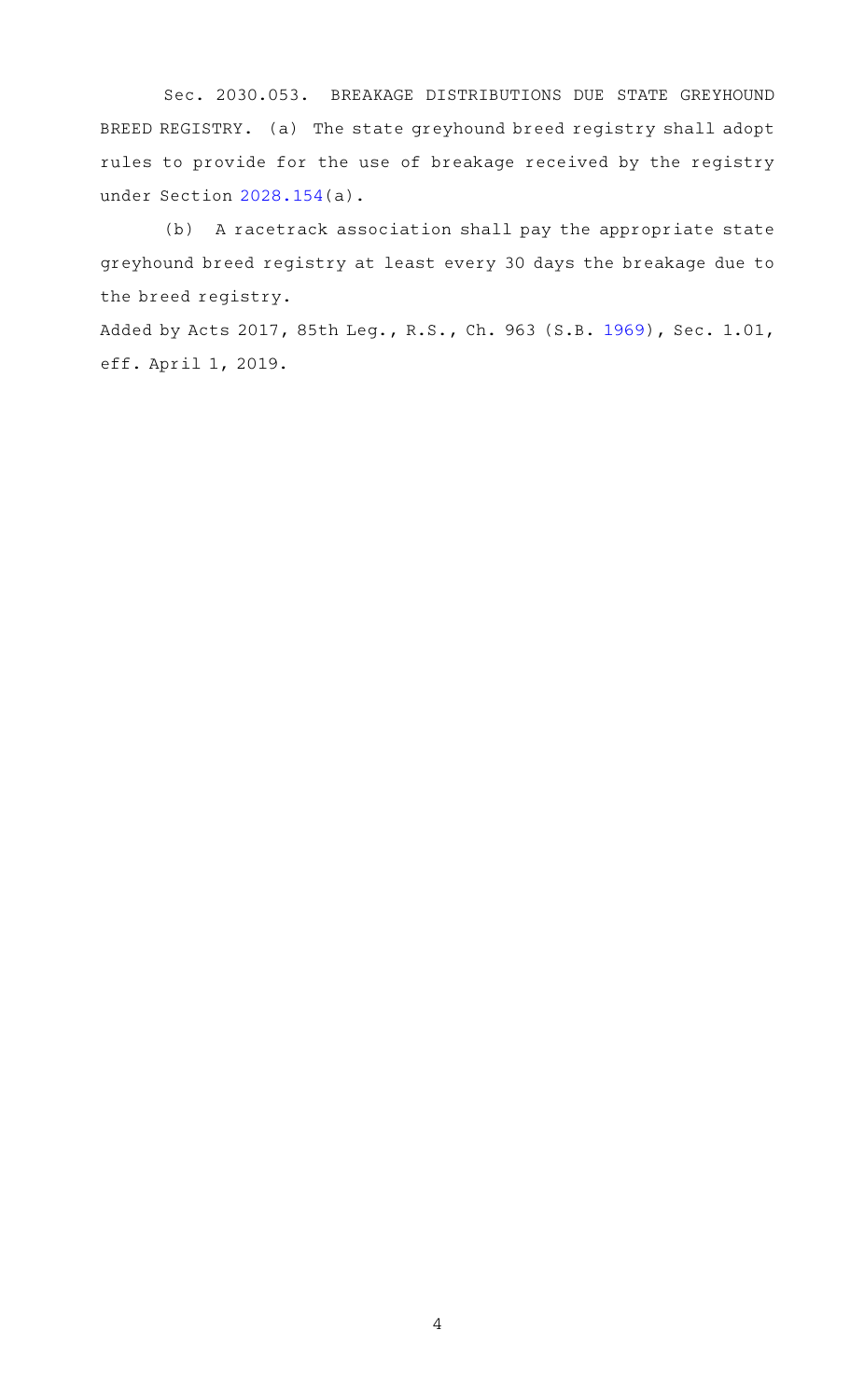Sec. 2030.053. BREAKAGE DISTRIBUTIONS DUE STATE GREYHOUND BREED REGISTRY. (a) The state greyhound breed registry shall adopt rules to provide for the use of breakage received by the registry under Section 2028.154(a).

(b) A racetrack association shall pay the appropriate state greyhound breed registry at least every 30 days the breakage due to the breed registry.

Added by Acts 2017, 85th Leg., R.S., Ch. 963 (S.B. 1969), Sec. 1.01, eff. April 1, 2019.